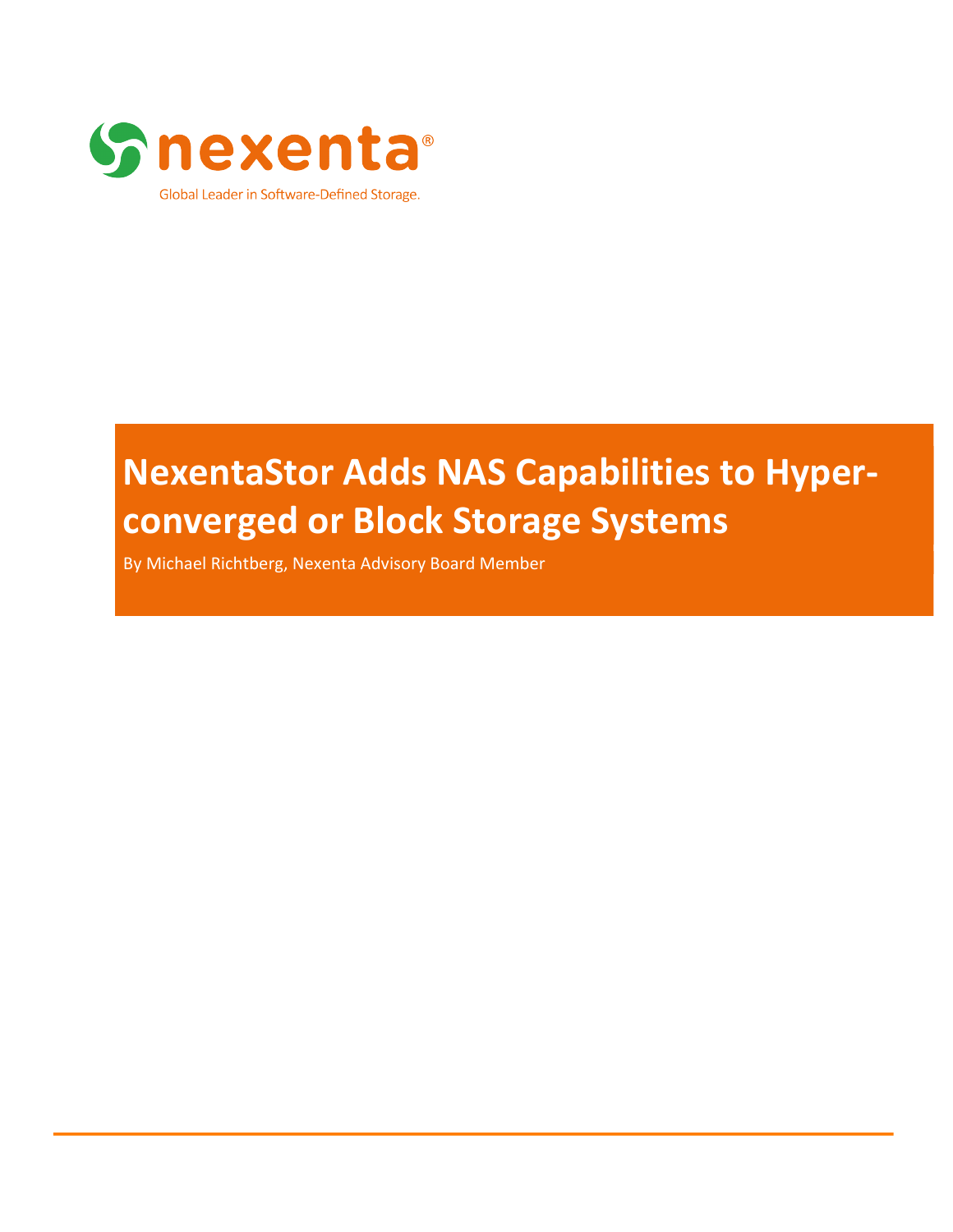nexenta®

Global Leader in Software-Defined Storage.

# NexentaStor Adds NAS Capabilities to Hyper-converged or Block Storage Systems

By Michael Richtberg, Nexenta Advisory Board Member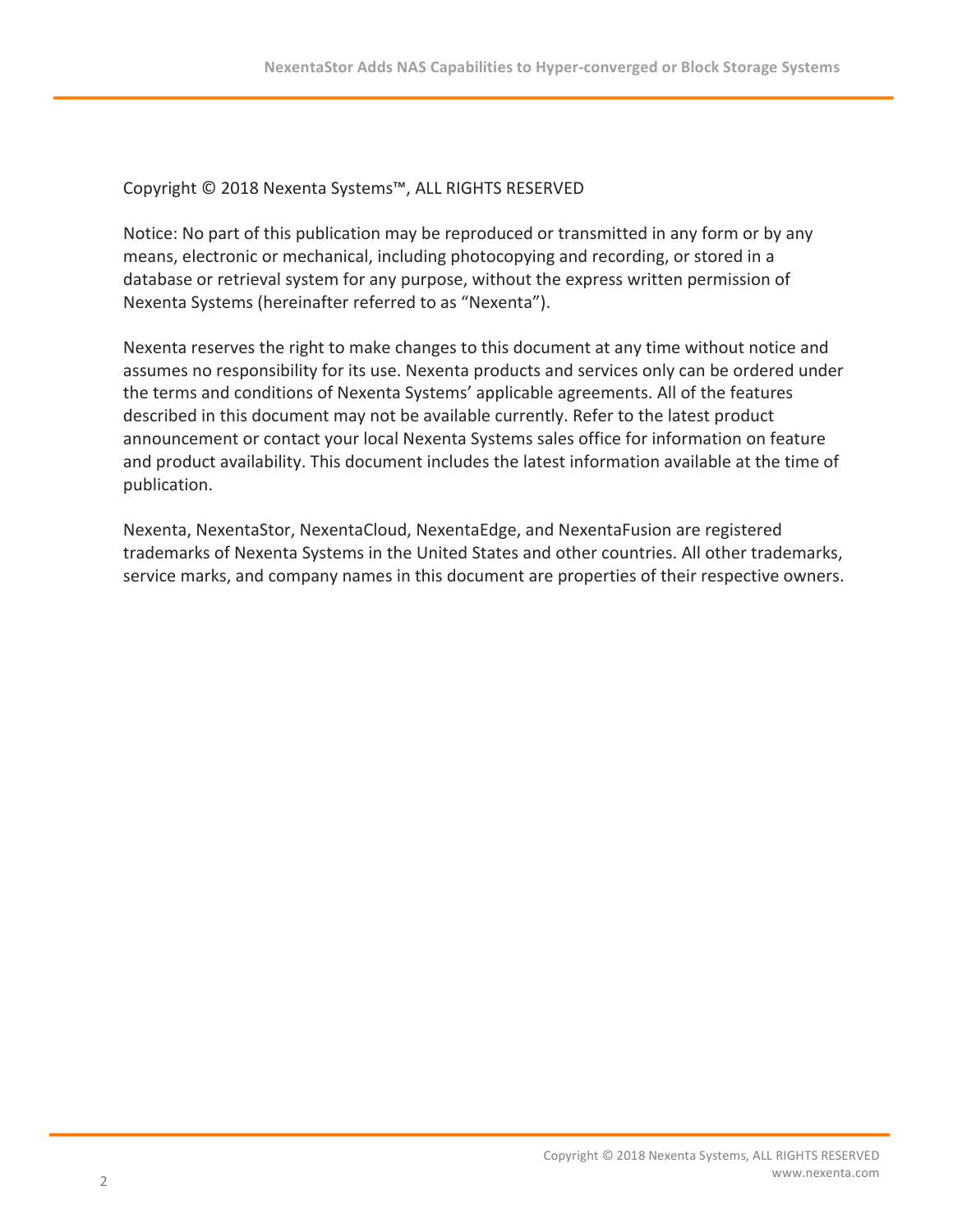Copyright © 2018 Nexenta Systems™, ALL RIGHTS RESERVED

Notice: No part of this publication may be reproduced or transmitted in any form or by any means, electronic or mechanical, including photocopying and recording, or stored in a database or retrieval system for any purpose, without the express written permission of Nexenta Systems (hereinafter referred to as "Nexenta").

Nexenta reserves the right to make changes to this document at any time without notice and assumes no responsibility for its use. Nexenta products and services only can be ordered under the terms and conditions of Nexenta Systems' applicable agreements. All of the features described in this document may not be available currently. Refer to the latest product announcement or contact your local Nexenta Systems sales office for information on feature and product availability. This document includes the latest information available at the time of publication.

Nexenta, NexentaStor, NexentaCloud, NexentaEdge, and NexentaFusion are registered trademarks of Nexenta Systems in the United States and other countries. All other trademarks, service marks, and company names in this document are properties of their respective owners.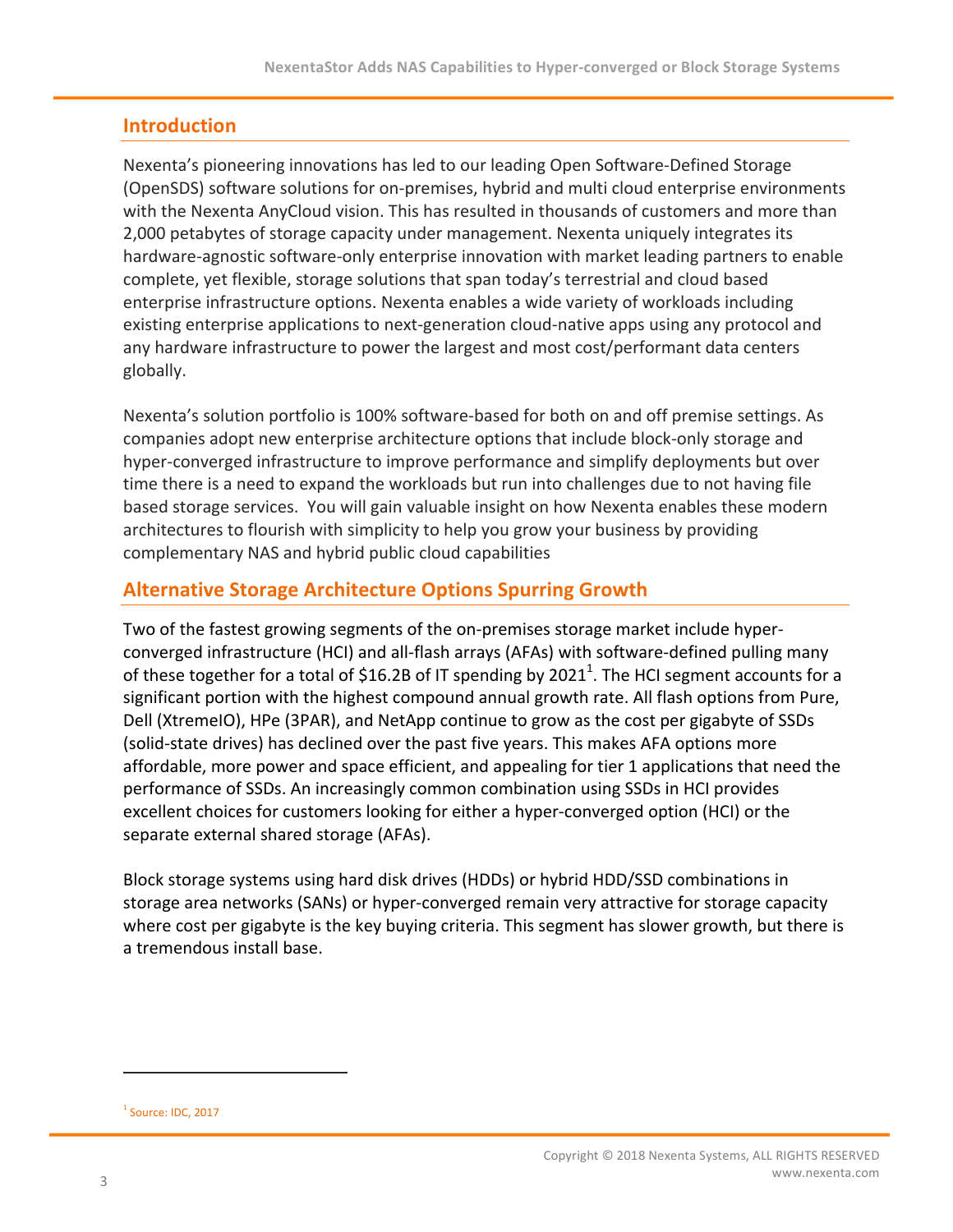## Introduction

Nexenta's pioneering innovations has led to our leading Open Software-Defined Storage (OpenSDS) software solutions for on-premises, hybrid and multi cloud enterprise environments with the Nexenta AnyCloud vision. This has resulted in thousands of customers and more than 2,000 petabytes of storage capacity under management. Nexenta uniquely integrates its hardware-agnostic software-only enterprise innovation with market leading partners to enable complete, yet flexible, storage solutions that span today's terrestrial and cloud based enterprise infrastructure options. Nexenta enables a wide variety of workloads including existing enterprise applications to next-generation cloud-native apps using any protocol and any hardware infrastructure to power the largest and most cost/performant data centers globally.

Nexenta's solution portfolio is 100% software-based for both on and off premise settings. As companies adopt new enterprise architecture options that include block-only storage and hyper-converged infrastructure to improve performance and simplify deployments but over time there is a need to expand the workloads but run into challenges due to not having file based storage services. You will gain valuable insight on how Nexenta enables these modern architectures to flourish with simplicity to help you grow your business by providing complementary NAS and hybrid public cloud capabilities

## Alternative Storage Architecture Options Spurring Growth

Two of the fastest growing segments of the on-premises storage market include hyper-converged infrastructure (HCI) and all-flash arrays (AFAs) with software-defined pulling many of these together for a total of $16.2B of IT spending by 2021[1]. The HCI segment accounts for a significant portion with the highest compound annual growth rate. All flash options from Pure, Dell (XtremeIO), HPe (3PAR), and NetApp continue to grow as the cost per gigabyte of SSDs (solid-state drives) has declined over the past five years. This makes AFA options more affordable, more power and space efficient, and appealing for tier 1 applications that need the performance of SSDs. An increasingly common combination using SSDs in HCI provides excellent choices for customers looking for either a hyper-converged option (HCI) or the separate external shared storage (AFAs).

Block storage systems using hard disk drives (HDDs) or hybrid HDD/SSD combinations in storage area networks (SANs) or hyper-converged remain very attractive for storage capacity where cost per gigabyte is the key buying criteria. This segment has slower growth, but there is a tremendous install base.

---

[1] Source: IDC, 2017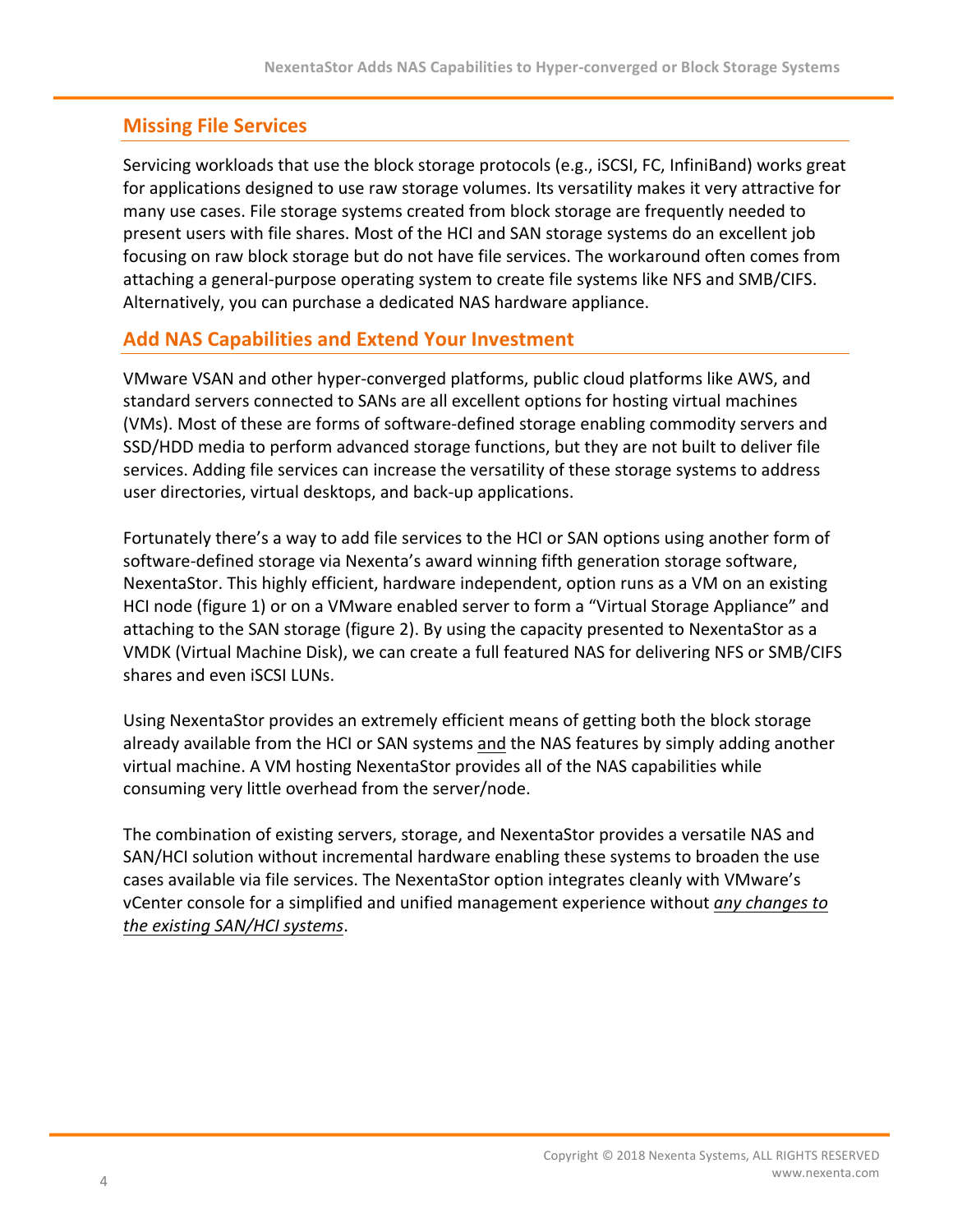## Missing File Services

Servicing workloads that use the block storage protocols (e.g., iSCSI, FC, InfiniBand) works great for applications designed to use raw storage volumes. Its versatility makes it very attractive for many use cases. File storage systems created from block storage are frequently needed to present users with file shares. Most of the HCI and SAN storage systems do an excellent job focusing on raw block storage but do not have file services. The workaround often comes from attaching a general-purpose operating system to create file systems like NFS and SMB/CIFS. Alternatively, you can purchase a dedicated NAS hardware appliance.

## Add NAS Capabilities and Extend Your Investment

VMware VSAN and other hyper-converged platforms, public cloud platforms like AWS, and standard servers connected to SANs are all excellent options for hosting virtual machines (VMs). Most of these are forms of software-defined storage enabling commodity servers and SSD/HDD media to perform advanced storage functions, but they are not built to deliver file services. Adding file services can increase the versatility of these storage systems to address user directories, virtual desktops, and back-up applications.

Fortunately there's a way to add file services to the HCI or SAN options using another form of software-defined storage via Nexenta's award winning fifth generation storage software, NexentaStor. This highly efficient, hardware independent, option runs as a VM on an existing HCI node (figure 1) or on a VMware enabled server to form a "Virtual Storage Appliance" and attaching to the SAN storage (figure 2). By using the capacity presented to NexentaStor as a VMDK (Virtual Machine Disk), we can create a full featured NAS for delivering NFS or SMB/CIFS shares and even iSCSI LUNs.

Using NexentaStor provides an extremely efficient means of getting both the block storage already available from the HCI or SAN systems and the NAS features by simply adding another virtual machine. A VM hosting NexentaStor provides all of the NAS capabilities while consuming very little overhead from the server/node.

The combination of existing servers, storage, and NexentaStor provides a versatile NAS and SAN/HCI solution without incremental hardware enabling these systems to broaden the use cases available via file services. The NexentaStor option integrates cleanly with VMware's vCenter console for a simplified and unified management experience without *any changes to the existing SAN/HCI systems*.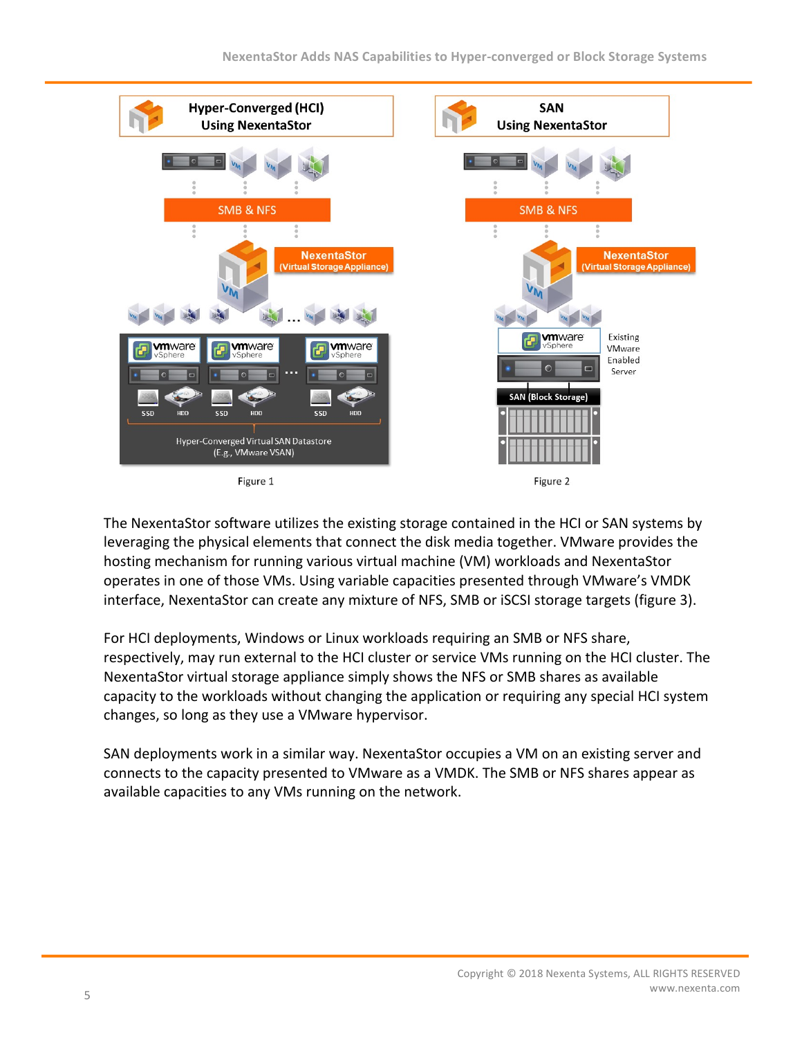Figure 1

Figure 2

The NexentaStor software utilizes the existing storage contained in the HCI or SAN systems by leveraging the physical elements that connect the disk media together. VMware provides the hosting mechanism for running various virtual machine (VM) workloads and NexentaStor operates in one of those VMs. Using variable capacities presented through VMware's VMDK interface, NexentaStor can create any mixture of NFS, SMB or iSCSI storage targets (figure 3).

For HCI deployments, Windows or Linux workloads requiring an SMB or NFS share, respectively, may run external to the HCI cluster or service VMs running on the HCI cluster. The NexentaStor virtual storage appliance simply shows the NFS or SMB shares as available capacity to the workloads without changing the application or requiring any special HCI system changes, so long as they use a VMware hypervisor.

SAN deployments work in a similar way. NexentaStor occupies a VM on an existing server and connects to the capacity presented to VMware as a VMDK. The SMB or NFS shares appear as available capacities to any VMs running on the network.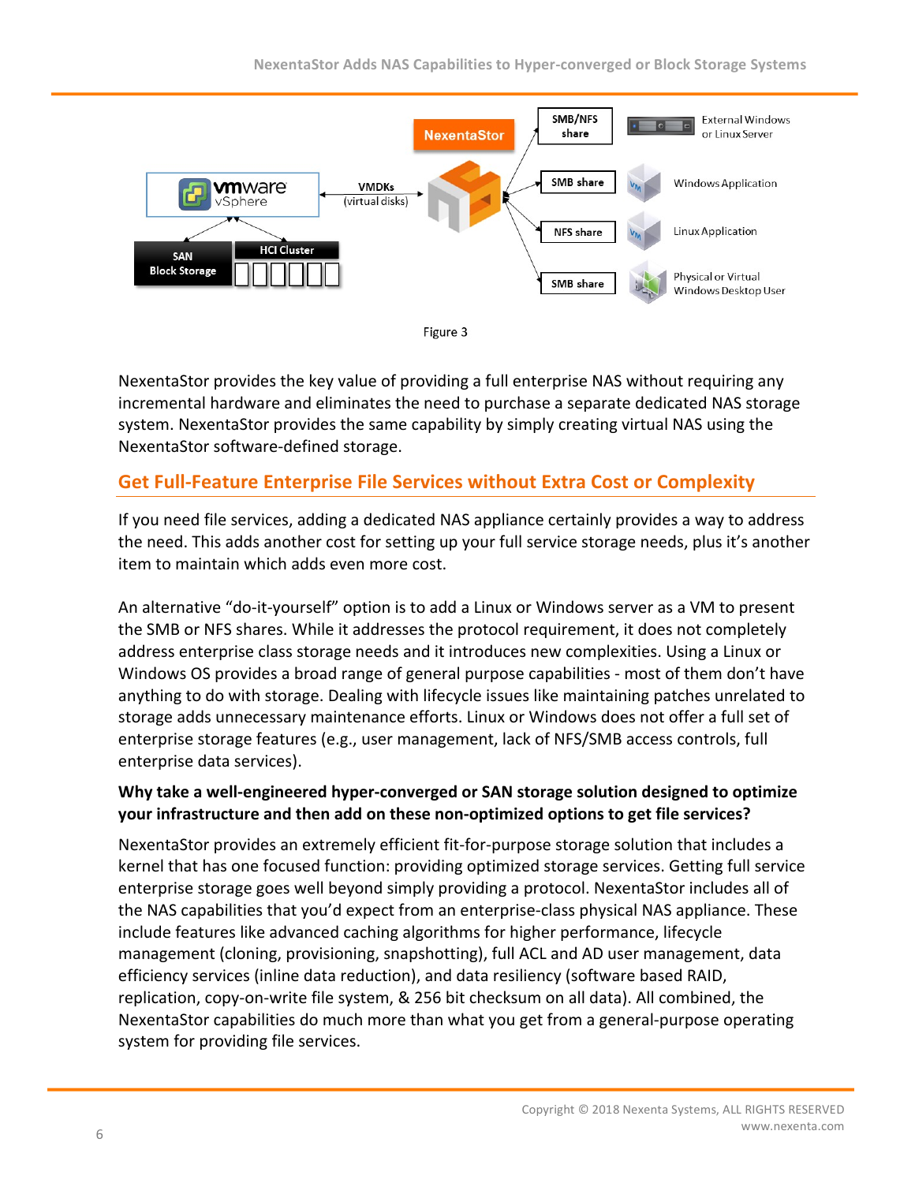Figure 3

NexentaStor provides the key value of providing a full enterprise NAS without requiring any incremental hardware and eliminates the need to purchase a separate dedicated NAS storage system. NexentaStor provides the same capability by simply creating virtual NAS using the NexentaStor software-defined storage.

## Get Full-Feature Enterprise File Services without Extra Cost or Complexity

If you need file services, adding a dedicated NAS appliance certainly provides a way to address the need. This adds another cost for setting up your full service storage needs, plus it's another item to maintain which adds even more cost.

An alternative "do-it-yourself" option is to add a Linux or Windows server as a VM to present the SMB or NFS shares. While it addresses the protocol requirement, it does not completely address enterprise class storage needs and it introduces new complexities. Using a Linux or Windows OS provides a broad range of general purpose capabilities - most of them don't have anything to do with storage. Dealing with lifecycle issues like maintaining patches unrelated to storage adds unnecessary maintenance efforts. Linux or Windows does not offer a full set of enterprise storage features (e.g., user management, lack of NFS/SMB access controls, full enterprise data services).

**Why take a well-engineered hyper-converged or SAN storage solution designed to optimize your infrastructure and then add on these non-optimized options to get file services?**

NexentaStor provides an extremely efficient fit-for-purpose storage solution that includes a kernel that has one focused function: providing optimized storage services. Getting full service enterprise storage goes well beyond simply providing a protocol. NexentaStor includes all of the NAS capabilities that you'd expect from an enterprise-class physical NAS appliance. These include features like advanced caching algorithms for higher performance, lifecycle management (cloning, provisioning, snapshotting), full ACL and AD user management, data efficiency services (inline data reduction), and data resiliency (software based RAID, replication, copy-on-write file system, & 256 bit checksum on all data). All combined, the NexentaStor capabilities do much more than what you get from a general-purpose operating system for providing file services.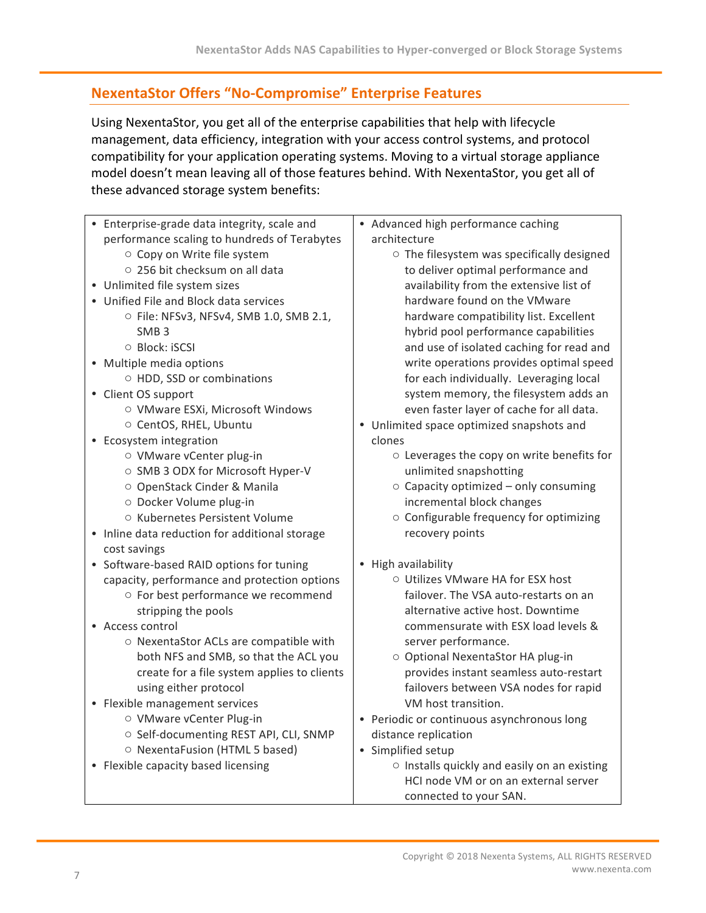## NexentaStor Offers "No-Compromise" Enterprise Features

Using NexentaStor, you get all of the enterprise capabilities that help with lifecycle management, data efficiency, integration with your access control systems, and protocol compatibility for your application operating systems. Moving to a virtual storage appliance model doesn't mean leaving all of those features behind. With NexentaStor, you get all of these advanced storage system benefits:

- Enterprise-grade data integrity, scale and performance scaling to hundreds of Terabytes
  - Copy on Write file system
  - 256 bit checksum on all data
- Unlimited file system sizes
- Unified File and Block data services
  - File: NFSv3, NFSv4, SMB 1.0, SMB 2.1, SMB 3
  - Block: iSCSI
- Multiple media options
  - HDD, SSD or combinations
- Client OS support
  - VMware ESXi, Microsoft Windows
  - CentOS, RHEL, Ubuntu
- Ecosystem integration
  - VMware vCenter plug-in
  - SMB 3 ODX for Microsoft Hyper-V
  - OpenStack Cinder & Manila
  - Docker Volume plug-in
  - Kubernetes Persistent Volume
- Inline data reduction for additional storage cost savings
- Software-based RAID options for tuning capacity, performance and protection options
  - For best performance we recommend stripping the pools
- Access control
  - NexentaStor ACLs are compatible with both NFS and SMB, so that the ACL you create for a file system applies to clients using either protocol
- Flexible management services
  - VMware vCenter Plug-in
  - Self-documenting REST API, CLI, SNMP
  - NexentaFusion (HTML 5 based)
- Flexible capacity based licensing
- Advanced high performance caching architecture
  - The filesystem was specifically designed to deliver optimal performance and availability from the extensive list of hardware found on the VMware hardware compatibility list. Excellent hybrid pool performance capabilities and use of isolated caching for read and write operations provides optimal speed for each individually. Leveraging local system memory, the filesystem adds an even faster layer of cache for all data.
- Unlimited space optimized snapshots and clones
  - Leverages the copy on write benefits for unlimited snapshotting
  - Capacity optimized – only consuming incremental block changes
  - Configurable frequency for optimizing recovery points
- High availability
  - Utilizes VMware HA for ESX host failover. The VSA auto-restarts on an alternative active host. Downtime commensurate with ESX load levels & server performance.
  - Optional NexentaStor HA plug-in provides instant seamless auto-restart failovers between VSA nodes for rapid VM host transition.
- Periodic or continuous asynchronous long distance replication
- Simplified setup
  - Installs quickly and easily on an existing HCI node VM or on an external server connected to your SAN.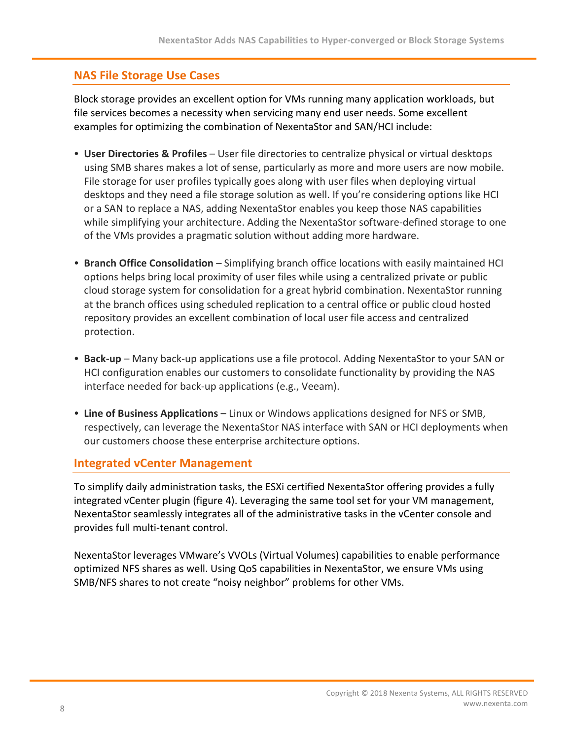## NAS File Storage Use Cases

Block storage provides an excellent option for VMs running many application workloads, but file services becomes a necessity when servicing many end user needs. Some excellent examples for optimizing the combination of NexentaStor and SAN/HCI include:

- **User Directories & Profiles** – User file directories to centralize physical or virtual desktops using SMB shares makes a lot of sense, particularly as more and more users are now mobile. File storage for user profiles typically goes along with user files when deploying virtual desktops and they need a file storage solution as well. If you're considering options like HCI or a SAN to replace a NAS, adding NexentaStor enables you keep those NAS capabilities while simplifying your architecture. Adding the NexentaStor software-defined storage to one of the VMs provides a pragmatic solution without adding more hardware.

- **Branch Office Consolidation** – Simplifying branch office locations with easily maintained HCI options helps bring local proximity of user files while using a centralized private or public cloud storage system for consolidation for a great hybrid combination. NexentaStor running at the branch offices using scheduled replication to a central office or public cloud hosted repository provides an excellent combination of local user file access and centralized protection.

- **Back-up** – Many back-up applications use a file protocol. Adding NexentaStor to your SAN or HCI configuration enables our customers to consolidate functionality by providing the NAS interface needed for back-up applications (e.g., Veeam).

- **Line of Business Applications** – Linux or Windows applications designed for NFS or SMB, respectively, can leverage the NexentaStor NAS interface with SAN or HCI deployments when our customers choose these enterprise architecture options.

## Integrated vCenter Management

To simplify daily administration tasks, the ESXi certified NexentaStor offering provides a fully integrated vCenter plugin (figure 4). Leveraging the same tool set for your VM management, NexentaStor seamlessly integrates all of the administrative tasks in the vCenter console and provides full multi-tenant control.

NexentaStor leverages VMware's VVOLs (Virtual Volumes) capabilities to enable performance optimized NFS shares as well. Using QoS capabilities in NexentaStor, we ensure VMs using SMB/NFS shares to not create "noisy neighbor" problems for other VMs.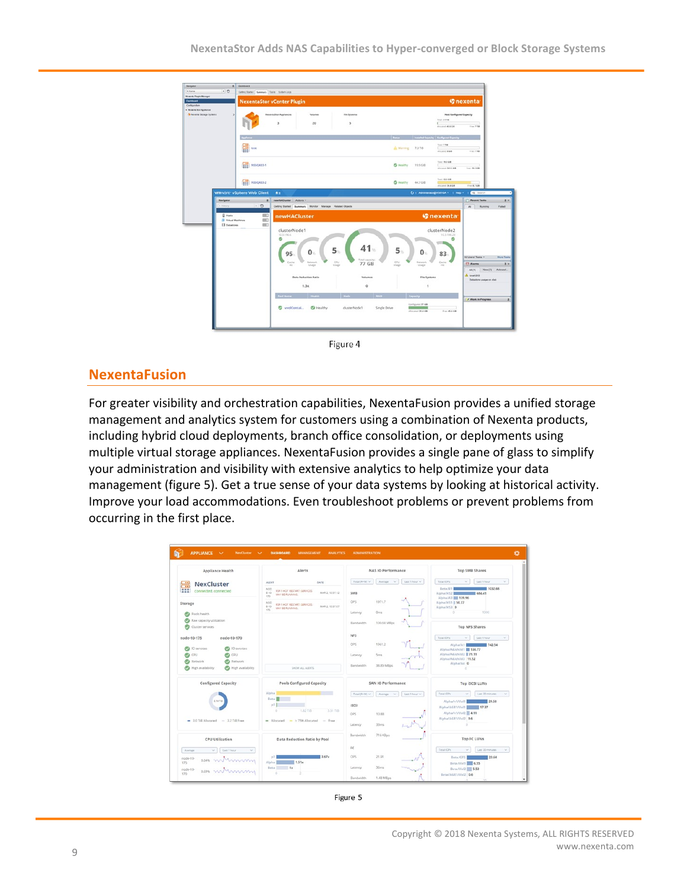Figure 4

## NexentaFusion

For greater visibility and orchestration capabilities, NexentaFusion provides a unified storage management and analytics system for customers using a combination of Nexenta products, including hybrid cloud deployments, branch office consolidation, or deployments using multiple virtual storage appliances. NexentaFusion provides a single pane of glass to simplify your administration and visibility with extensive analytics to help optimize your data management (figure 5). Get a true sense of your data systems by looking at historical activity. Improve your load accommodations. Even troubleshoot problems or prevent problems from occurring in the first place.

Figure 5

Copyright © 2018 Nexenta Systems, ALL RIGHTS RESERVED
www.nexenta.com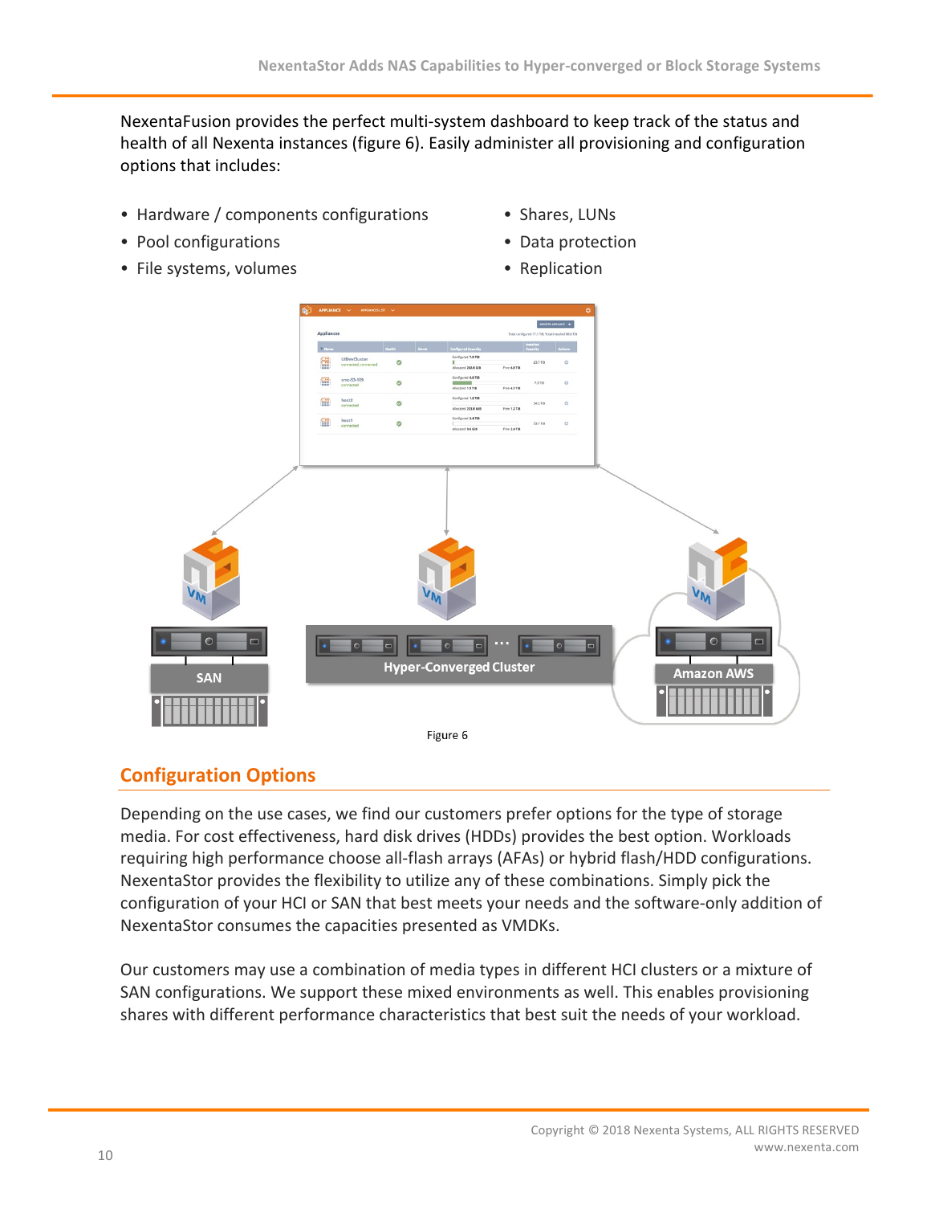NexentaFusion provides the perfect multi-system dashboard to keep track of the status and health of all Nexenta instances (figure 6). Easily administer all provisioning and configuration options that includes:

- Hardware / components configurations
- Pool configurations
- File systems, volumes
- Shares, LUNs
- Data protection
- Replication

Figure 6

## Configuration Options

Depending on the use cases, we find our customers prefer options for the type of storage media. For cost effectiveness, hard disk drives (HDDs) provides the best option. Workloads requiring high performance choose all-flash arrays (AFAs) or hybrid flash/HDD configurations. NexentaStor provides the flexibility to utilize any of these combinations. Simply pick the configuration of your HCI or SAN that best meets your needs and the software-only addition of NexentaStor consumes the capacities presented as VMDKs.

Our customers may use a combination of media types in different HCI clusters or a mixture of SAN configurations. We support these mixed environments as well. This enables provisioning shares with different performance characteristics that best suit the needs of your workload.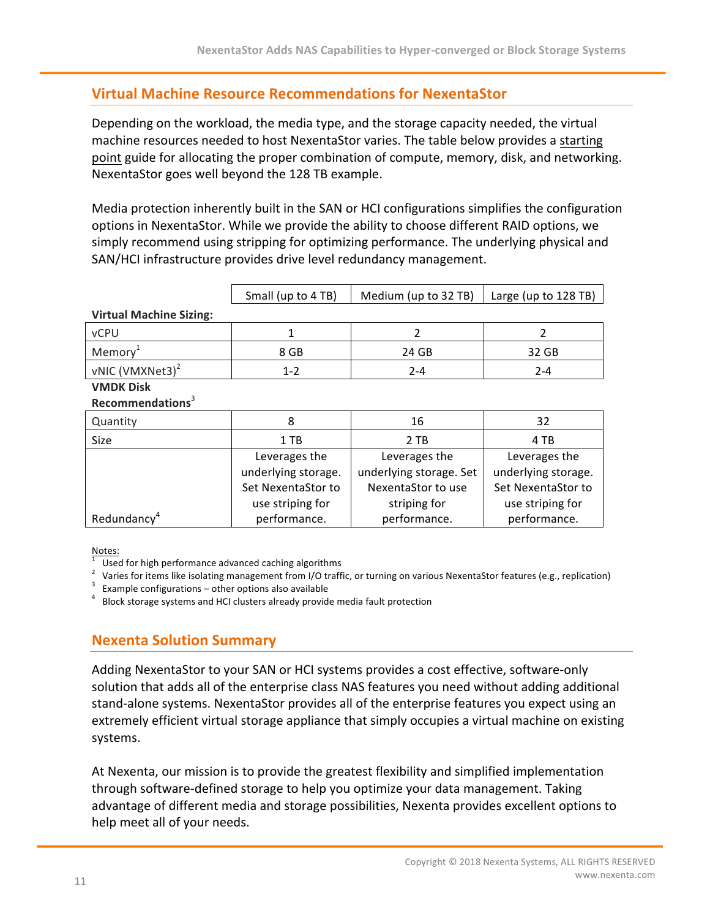## Virtual Machine Resource Recommendations for NexentaStor

Depending on the workload, the media type, and the storage capacity needed, the virtual machine resources needed to host NexentaStor varies. The table below provides a starting point guide for allocating the proper combination of compute, memory, disk, and networking. NexentaStor goes well beyond the 128 TB example.

Media protection inherently built in the SAN or HCI configurations simplifies the configuration options in NexentaStor. While we provide the ability to choose different RAID options, we simply recommend using stripping for optimizing performance. The underlying physical and SAN/HCI infrastructure provides drive level redundancy management.

| | Small (up to 4 TB) | Medium (up to 32 TB) | Large (up to 128 TB) |
|---|---|---|---|
| **Virtual Machine Sizing:** | | | |
| vCPU | 1 | 2 | 2 |
| Memory[1] | 8 GB | 24 GB | 32 GB |
| vNIC (VMXNet3)[2] | 1-2 | 2-4 | 2-4 |
| **VMDK Disk Recommendations**[3] | | | |
| Quantity | 8 | 16 | 32 |
| Size | 1 TB | 2 TB | 4 TB |
| Redundancy[4] | Leverages the underlying storage. Set NexentaStor to use striping for performance. | Leverages the underlying storage. Set NexentaStor to use striping for performance. | Leverages the underlying storage. Set NexentaStor to use striping for performance. |

Notes:
[1] Used for high performance advanced caching algorithms
[2] Varies for items like isolating management from I/O traffic, or turning on various NexentaStor features (e.g., replication)
[3] Example configurations – other options also available
[4] Block storage systems and HCI clusters already provide media fault protection

## Nexenta Solution Summary

Adding NexentaStor to your SAN or HCI systems provides a cost effective, software-only solution that adds all of the enterprise class NAS features you need without adding additional stand-alone systems. NexentaStor provides all of the enterprise features you expect using an extremely efficient virtual storage appliance that simply occupies a virtual machine on existing systems.

At Nexenta, our mission is to provide the greatest flexibility and simplified implementation through software-defined storage to help you optimize your data management. Taking advantage of different media and storage possibilities, Nexenta provides excellent options to help meet all of your needs.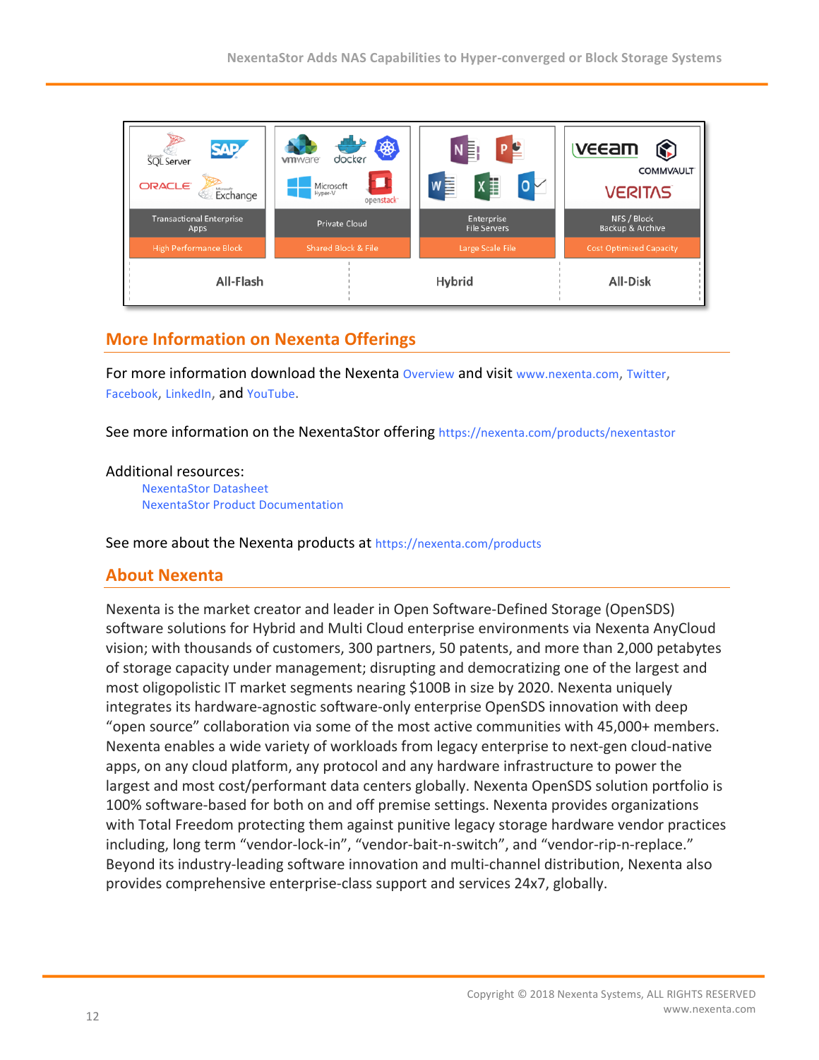Transactional Enterprise Apps

High Performance Block

Private Cloud

Shared Block & File

Enterprise File Servers

Large Scale File

NFS / Block Backup & Archive

Cost Optimized Capacity

All-Flash

Hybrid

All-Disk

## More Information on Nexenta Offerings

For more information download the Nexenta Overview and visit www.nexenta.com, Twitter, Facebook, LinkedIn, and YouTube.

See more information on the NexentaStor offering https://nexenta.com/products/nexentastor

Additional resources:

- NexentaStor Datasheet
- NexentaStor Product Documentation

See more about the Nexenta products at https://nexenta.com/products

## About Nexenta

Nexenta is the market creator and leader in Open Software-Defined Storage (OpenSDS) software solutions for Hybrid and Multi Cloud enterprise environments via Nexenta AnyCloud vision; with thousands of customers, 300 partners, 50 patents, and more than 2,000 petabytes of storage capacity under management; disrupting and democratizing one of the largest and most oligopolistic IT market segments nearing $100B in size by 2020. Nexenta uniquely integrates its hardware-agnostic software-only enterprise OpenSDS innovation with deep "open source" collaboration via some of the most active communities with 45,000+ members. Nexenta enables a wide variety of workloads from legacy enterprise to next-gen cloud-native apps, on any cloud platform, any protocol and any hardware infrastructure to power the largest and most cost/performant data centers globally. Nexenta OpenSDS solution portfolio is 100% software-based for both on and off premise settings. Nexenta provides organizations with Total Freedom protecting them against punitive legacy storage hardware vendor practices including, long term "vendor-lock-in", "vendor-bait-n-switch", and "vendor-rip-n-replace." Beyond its industry-leading software innovation and multi-channel distribution, Nexenta also provides comprehensive enterprise-class support and services 24x7, globally.